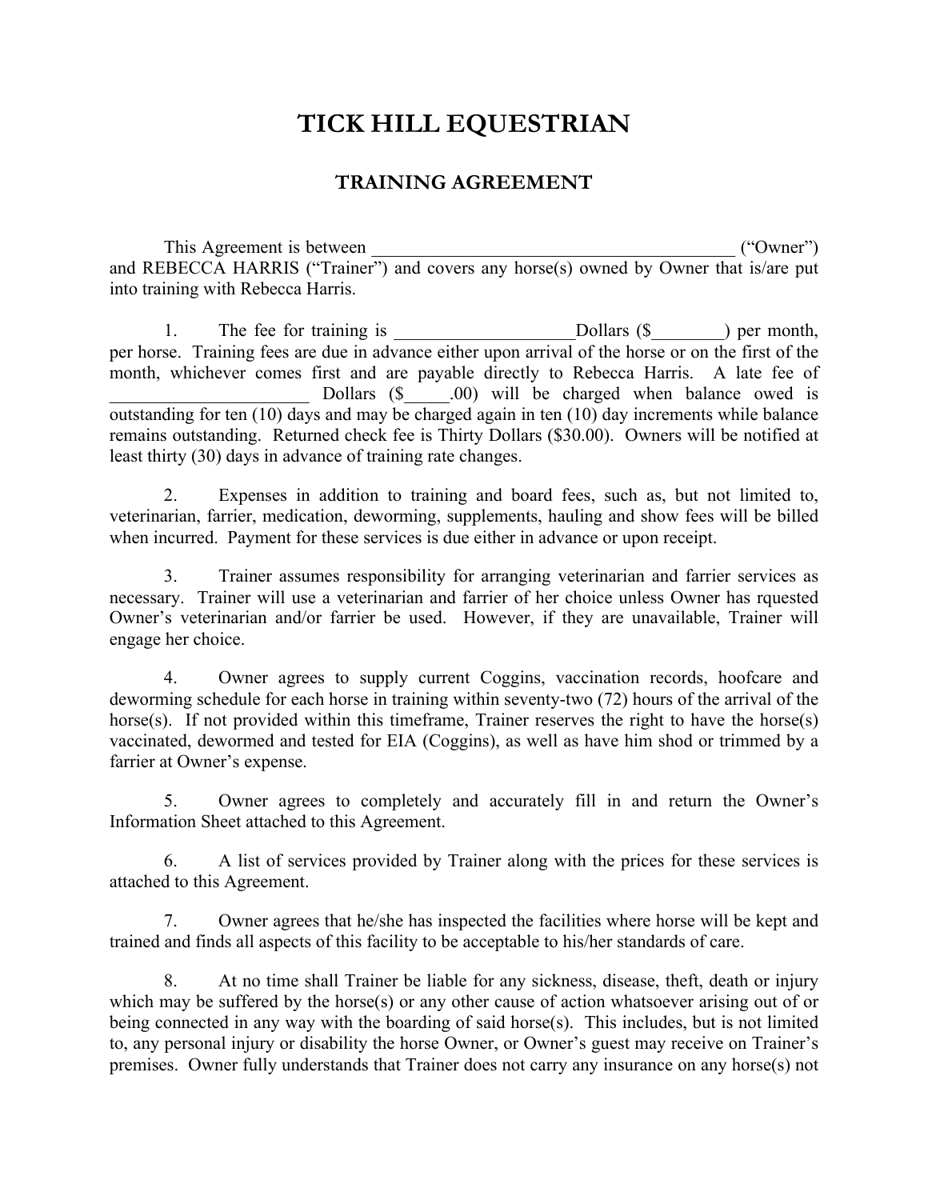# TICK HILL EQUESTRIAN

## TRAINING AGREEMENT

This Agreement is between ________________________________________ ("Owner") and REBECCA HARRIS ("Trainer") and covers any horse(s) owned by Owner that is/are put into training with Rebecca Harris.

1. The fee for training is ____________________Dollars ($________) per month, per horse. Training fees are due in advance either upon arrival of the horse or on the first of the month, whichever comes first and are payable directly to Rebecca Harris. A late fee of ______________________ Dollars ($_____.00) will be charged when balance owed is outstanding for ten (10) days and may be charged again in ten (10) day increments while balance remains outstanding. Returned check fee is Thirty Dollars ($30.00). Owners will be notified at least thirty (30) days in advance of training rate changes.

2. Expenses in addition to training and board fees, such as, but not limited to, veterinarian, farrier, medication, deworming, supplements, hauling and show fees will be billed when incurred. Payment for these services is due either in advance or upon receipt.

3. Trainer assumes responsibility for arranging veterinarian and farrier services as necessary. Trainer will use a veterinarian and farrier of her choice unless Owner has rquested Owner's veterinarian and/or farrier be used. However, if they are unavailable, Trainer will engage her choice.

4. Owner agrees to supply current Coggins, vaccination records, hoofcare and deworming schedule for each horse in training within seventy-two (72) hours of the arrival of the horse(s). If not provided within this timeframe, Trainer reserves the right to have the horse(s) vaccinated, dewormed and tested for EIA (Coggins), as well as have him shod or trimmed by a farrier at Owner's expense.

5. Owner agrees to completely and accurately fill in and return the Owner's Information Sheet attached to this Agreement.

6. A list of services provided by Trainer along with the prices for these services is attached to this Agreement.

7. Owner agrees that he/she has inspected the facilities where horse will be kept and trained and finds all aspects of this facility to be acceptable to his/her standards of care.

8. At no time shall Trainer be liable for any sickness, disease, theft, death or injury which may be suffered by the horse(s) or any other cause of action whatsoever arising out of or being connected in any way with the boarding of said horse(s). This includes, but is not limited to, any personal injury or disability the horse Owner, or Owner's guest may receive on Trainer's premises. Owner fully understands that Trainer does not carry any insurance on any horse(s) not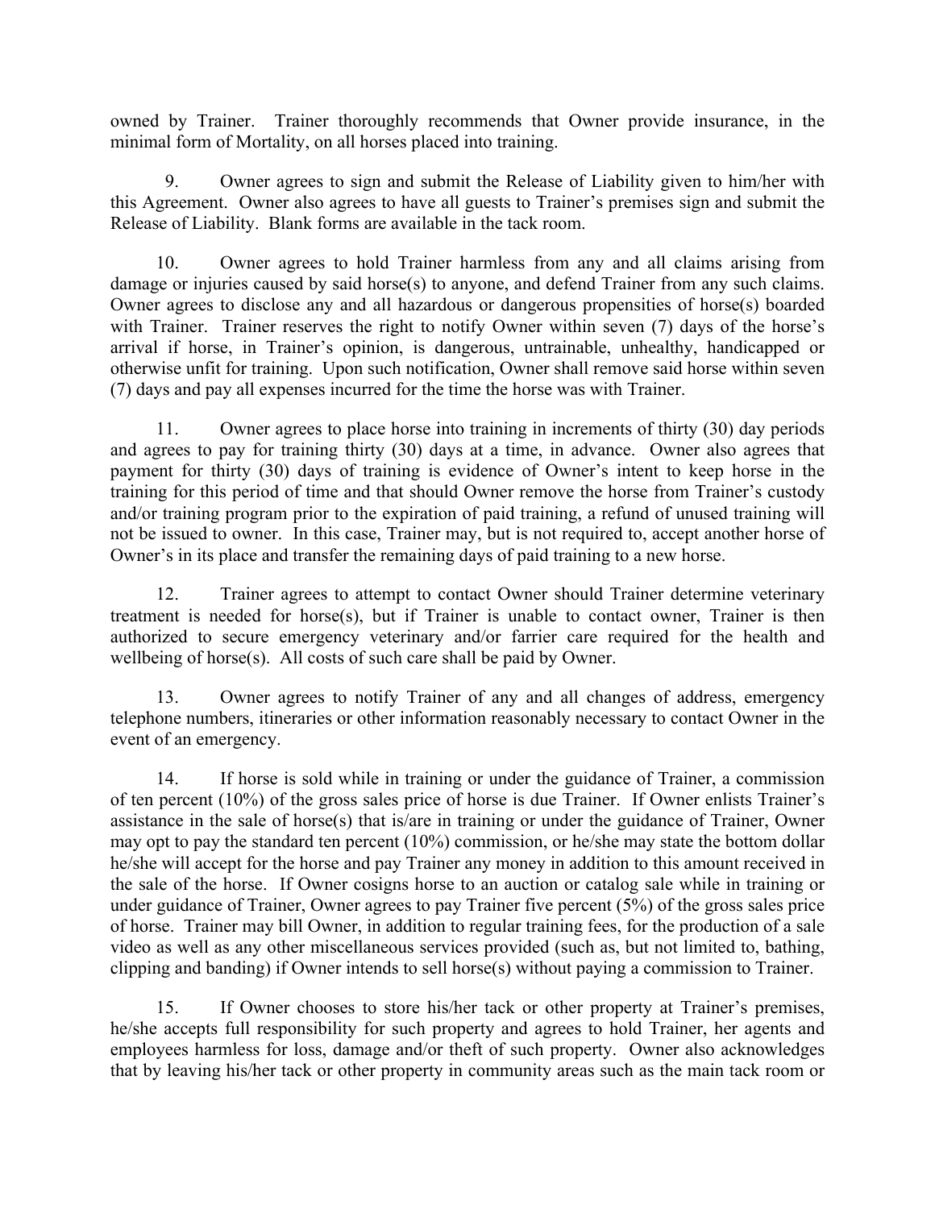owned by Trainer. Trainer thoroughly recommends that Owner provide insurance, in the minimal form of Mortality, on all horses placed into training.

9. Owner agrees to sign and submit the Release of Liability given to him/her with this Agreement. Owner also agrees to have all guests to Trainer's premises sign and submit the Release of Liability. Blank forms are available in the tack room.

10. Owner agrees to hold Trainer harmless from any and all claims arising from damage or injuries caused by said horse(s) to anyone, and defend Trainer from any such claims. Owner agrees to disclose any and all hazardous or dangerous propensities of horse(s) boarded with Trainer. Trainer reserves the right to notify Owner within seven (7) days of the horse's arrival if horse, in Trainer's opinion, is dangerous, untrainable, unhealthy, handicapped or otherwise unfit for training. Upon such notification, Owner shall remove said horse within seven (7) days and pay all expenses incurred for the time the horse was with Trainer.

11. Owner agrees to place horse into training in increments of thirty (30) day periods and agrees to pay for training thirty (30) days at a time, in advance. Owner also agrees that payment for thirty (30) days of training is evidence of Owner's intent to keep horse in the training for this period of time and that should Owner remove the horse from Trainer's custody and/or training program prior to the expiration of paid training, a refund of unused training will not be issued to owner. In this case, Trainer may, but is not required to, accept another horse of Owner's in its place and transfer the remaining days of paid training to a new horse.

12. Trainer agrees to attempt to contact Owner should Trainer determine veterinary treatment is needed for horse(s), but if Trainer is unable to contact owner, Trainer is then authorized to secure emergency veterinary and/or farrier care required for the health and wellbeing of horse(s). All costs of such care shall be paid by Owner.

13. Owner agrees to notify Trainer of any and all changes of address, emergency telephone numbers, itineraries or other information reasonably necessary to contact Owner in the event of an emergency.

14. If horse is sold while in training or under the guidance of Trainer, a commission of ten percent (10%) of the gross sales price of horse is due Trainer. If Owner enlists Trainer's assistance in the sale of horse(s) that is/are in training or under the guidance of Trainer, Owner may opt to pay the standard ten percent (10%) commission, or he/she may state the bottom dollar he/she will accept for the horse and pay Trainer any money in addition to this amount received in the sale of the horse. If Owner cosigns horse to an auction or catalog sale while in training or under guidance of Trainer, Owner agrees to pay Trainer five percent (5%) of the gross sales price of horse. Trainer may bill Owner, in addition to regular training fees, for the production of a sale video as well as any other miscellaneous services provided (such as, but not limited to, bathing, clipping and banding) if Owner intends to sell horse(s) without paying a commission to Trainer.

15. If Owner chooses to store his/her tack or other property at Trainer's premises, he/she accepts full responsibility for such property and agrees to hold Trainer, her agents and employees harmless for loss, damage and/or theft of such property. Owner also acknowledges that by leaving his/her tack or other property in community areas such as the main tack room or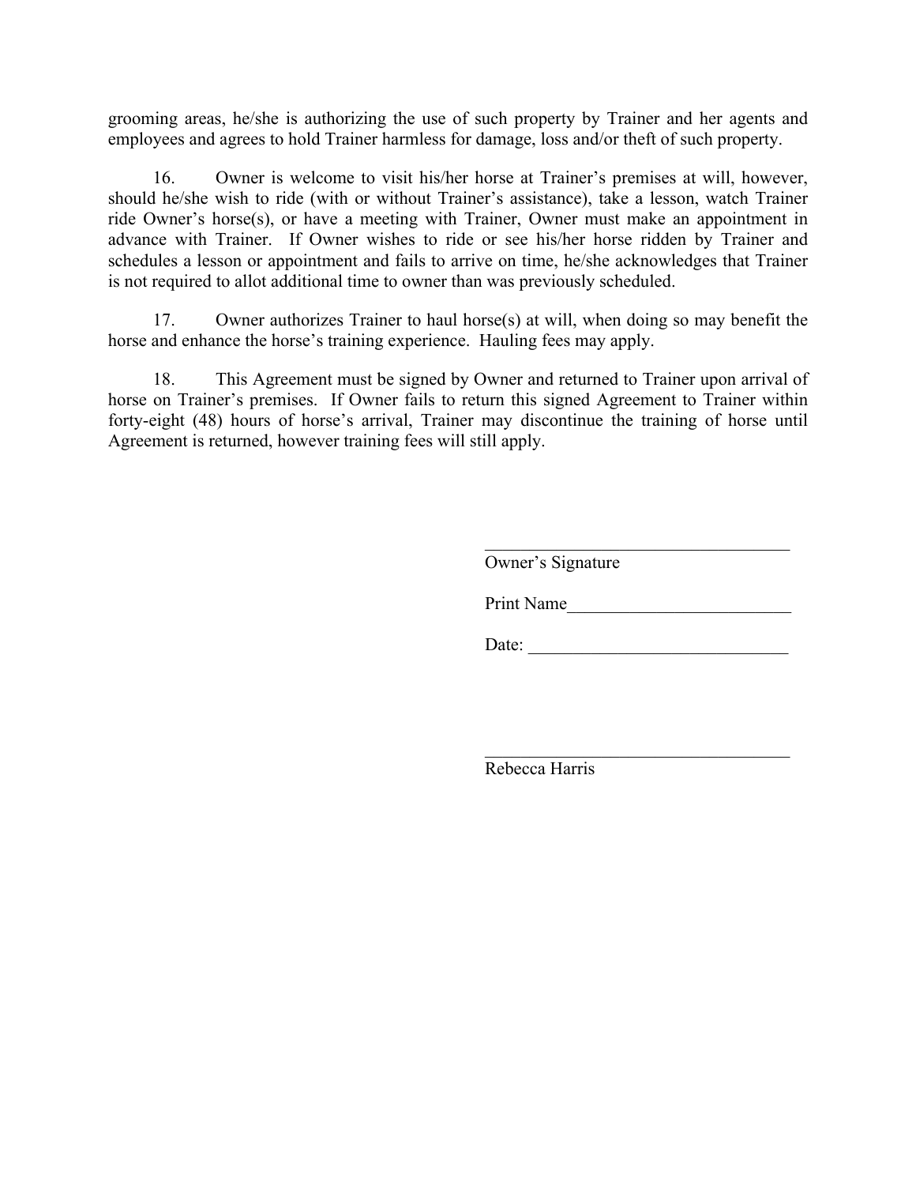grooming areas, he/she is authorizing the use of such property by Trainer and her agents and employees and agrees to hold Trainer harmless for damage, loss and/or theft of such property.

16. Owner is welcome to visit his/her horse at Trainer's premises at will, however, should he/she wish to ride (with or without Trainer's assistance), take a lesson, watch Trainer ride Owner's horse(s), or have a meeting with Trainer, Owner must make an appointment in advance with Trainer. If Owner wishes to ride or see his/her horse ridden by Trainer and schedules a lesson or appointment and fails to arrive on time, he/she acknowledges that Trainer is not required to allot additional time to owner than was previously scheduled.

17. Owner authorizes Trainer to haul horse(s) at will, when doing so may benefit the horse and enhance the horse's training experience. Hauling fees may apply.

18. This Agreement must be signed by Owner and returned to Trainer upon arrival of horse on Trainer's premises. If Owner fails to return this signed Agreement to Trainer within forty-eight (48) hours of horse's arrival, Trainer may discontinue the training of horse until Agreement is returned, however training fees will still apply.

___________________________________
Owner's Signature

Print Name_________________________

Date: _____________________________

___________________________________
Rebecca Harris